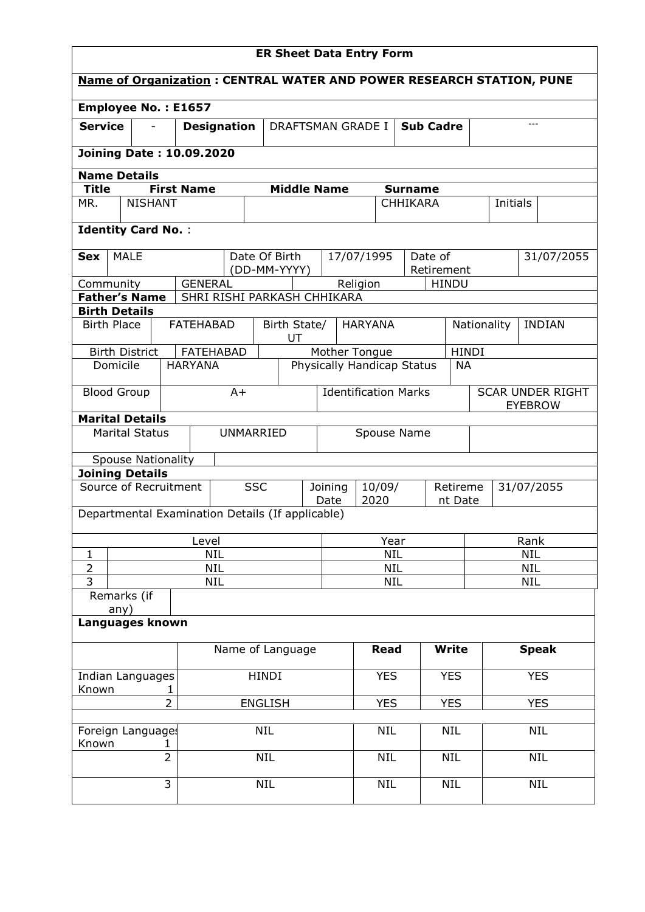# ER Sheet Data Entry Form

**Name of Organization : CENTRAL WATER AND POWER RESEARCH STATION, PUNE**

**Employee No. : E1657**

| **Service** | - | **Designation** | DRAFTSMAN GRADE I | **Sub Cadre** | --- |
|---|---|---|---|---|---|

**Joining Date : 10.09.2020**

**Name Details**

| **Title** | **First Name** | **Middle Name** | **Surname** | | |
|---|---|---|---|---|---|
| MR. | NISHANT | | CHHIKARA | Initials | |

**Identity Card No.** :

| **Sex** | MALE | Date Of Birth (DD-MM-YYYY) | 17/07/1995 | Date of Retirement | 31/07/2055 |
|---|---|---|---|---|---|
| Community | GENERAL | | Religion | HINDU | |
| **Father's Name** | SHRI RISHI PARKASH CHHIKARA | | | | |

**Birth Details**

| Birth Place | FATEHABAD | Birth State/ UT | HARYANA | Nationality | INDIAN |
|---|---|---|---|---|---|
| Birth District | FATEHABAD | Mother Tongue | | HINDI | |
| Domicile | HARYANA | Physically Handicap Status | | NA | |
| Blood Group | A+ | Identification Marks | | SCAR UNDER RIGHT EYEBROW | |

**Marital Details**

| Marital Status | UNMARRIED | Spouse Name | |
|---|---|---|---|
| Spouse Nationality | | | |

**Joining Details**

| Source of Recruitment | SSC | Joining Date | 10/09/ 2020 | Retirement Date | 31/07/2055 |
|---|---|---|---|---|---|

Departmental Examination Details (If applicable)

| | Level | Year | Rank |
|---|---|---|---|
| 1 | NIL | NIL | NIL |
| 2 | NIL | NIL | NIL |
| 3 | NIL | NIL | NIL |

| Remarks (if any) | |
|---|---|

**Languages known**

| | Name of Language | **Read** | **Write** | **Speak** |
|---|---|---|---|---|
| Indian Languages Known 1 | HINDI | YES | YES | YES |
| 2 | ENGLISH | YES | YES | YES |
| | | | | |
| Foreign Languages Known 1 | NIL | NIL | NIL | NIL |
| 2 | NIL | NIL | NIL | NIL |
| 3 | NIL | NIL | NIL | NIL |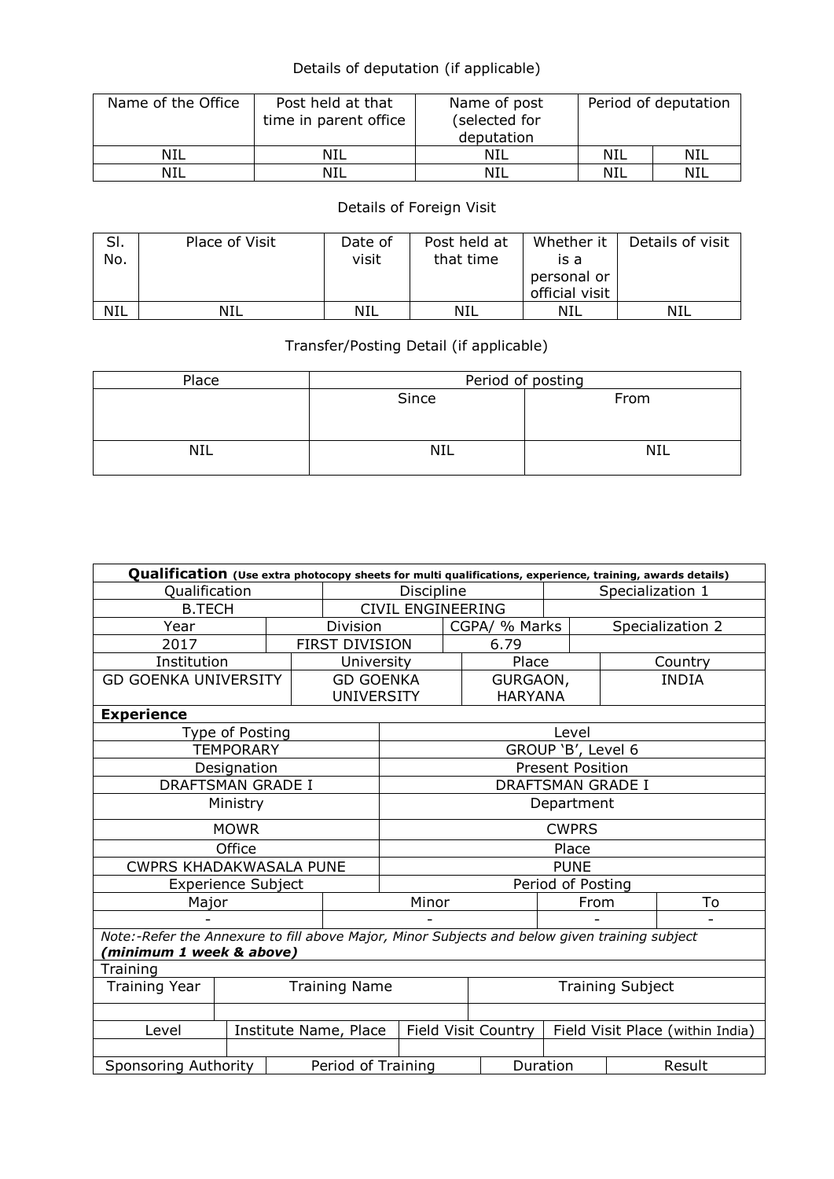Details of deputation (if applicable)

| Name of the Office | Post held at that time in parent office | Name of post (selected for deputation | Period of deputation | |
|---|---|---|---|---|
| NIL | NIL | NIL | NIL | NIL |
| NIL | NIL | NIL | NIL | NIL |

Details of Foreign Visit

| Sl. No. | Place of Visit | Date of visit | Post held at that time | Whether it is a personal or official visit | Details of visit |
|---|---|---|---|---|---|
| NIL | NIL | NIL | NIL | NIL | NIL |

Transfer/Posting Detail (if applicable)

| Place | Period of posting | |
|---|---|---|
| | Since | From |
| NIL | NIL | NIL |

| **Qualification** (Use extra photocopy sheets for multi qualifications, experience, training, awards details) | | | |
|---|---|---|---|
| Qualification | Discipline | | Specialization 1 |
| B.TECH | CIVIL ENGINEERING | | |
| Year | Division | CGPA/ % Marks | Specialization 2 |
| 2017 | FIRST DIVISION | 6.79 | |
| Institution | University | Place | Country |
| GD GOENKA UNIVERSITY | GD GOENKA UNIVERSITY | GURGAON, HARYANA | INDIA |

| **Experience** | | | |
|---|---|---|---|
| Type of Posting | | Level | |
| TEMPORARY | | GROUP 'B', Level 6 | |
| Designation | | Present Position | |
| DRAFTSMAN GRADE I | | DRAFTSMAN GRADE I | |
| Ministry | | Department | |
| MOWR | | CWPRS | |
| Office | | Place | |
| CWPRS KHADAKWASALA PUNE | | PUNE | |
| Experience Subject | | Period of Posting | |
| Major | Minor | From | To |
| - | - | - | - |

*Note:-Refer the Annexure to fill above Major, Minor Subjects and below given training subject* ***(minimum 1 week & above)***

| Training | | | |
|---|---|---|---|
| Training Year | Training Name | Training Subject | |
| | | | |
| Level | Institute Name, Place | Field Visit Country | Field Visit Place (within India) |
| | | | |
| Sponsoring Authority | Period of Training | Duration | Result |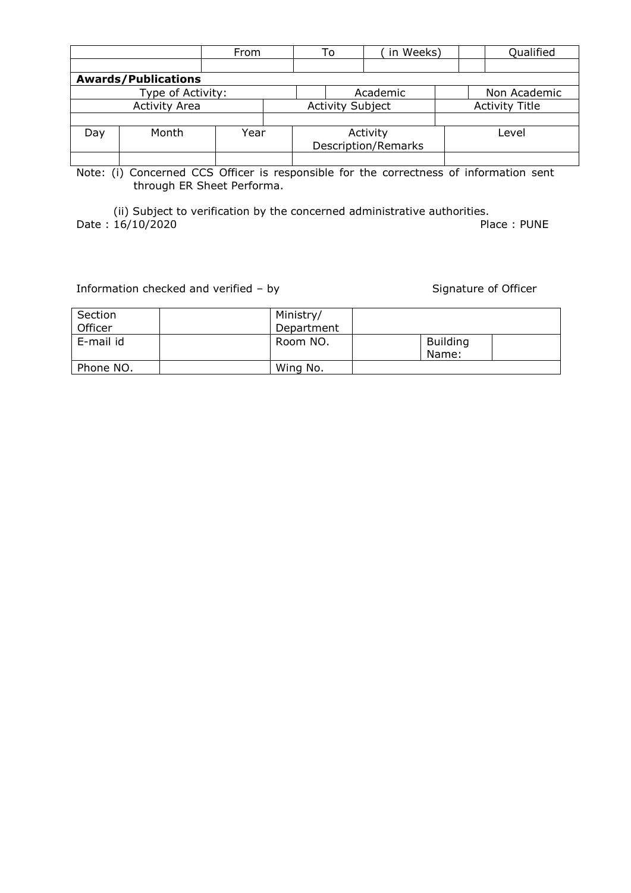| | From | To | ( in Weeks) | | Qualified |
|---|---|---|---|---|---|
| | | | | | |

**Awards/Publications**

| Type of Activity: | | Academic | | Non Academic |
|---|---|---|---|---|
| Activity Area | Activity Subject | | Activity Title | |
| | | | | |

| Day | Month | Year | Activity Description/Remarks | Level |
|---|---|---|---|---|
| | | | | |

Note: (i) Concerned CCS Officer is responsible for the correctness of information sent through ER Sheet Performa.

(ii) Subject to verification by the concerned administrative authorities.

Date : 16/10/2020 Place : PUNE

Information checked and verified – by Signature of Officer

| Section Officer | | Ministry/ Department | | | |
|---|---|---|---|---|---|
| E-mail id | | Room NO. | | Building Name: | |
| Phone NO. | | Wing No. | | | |